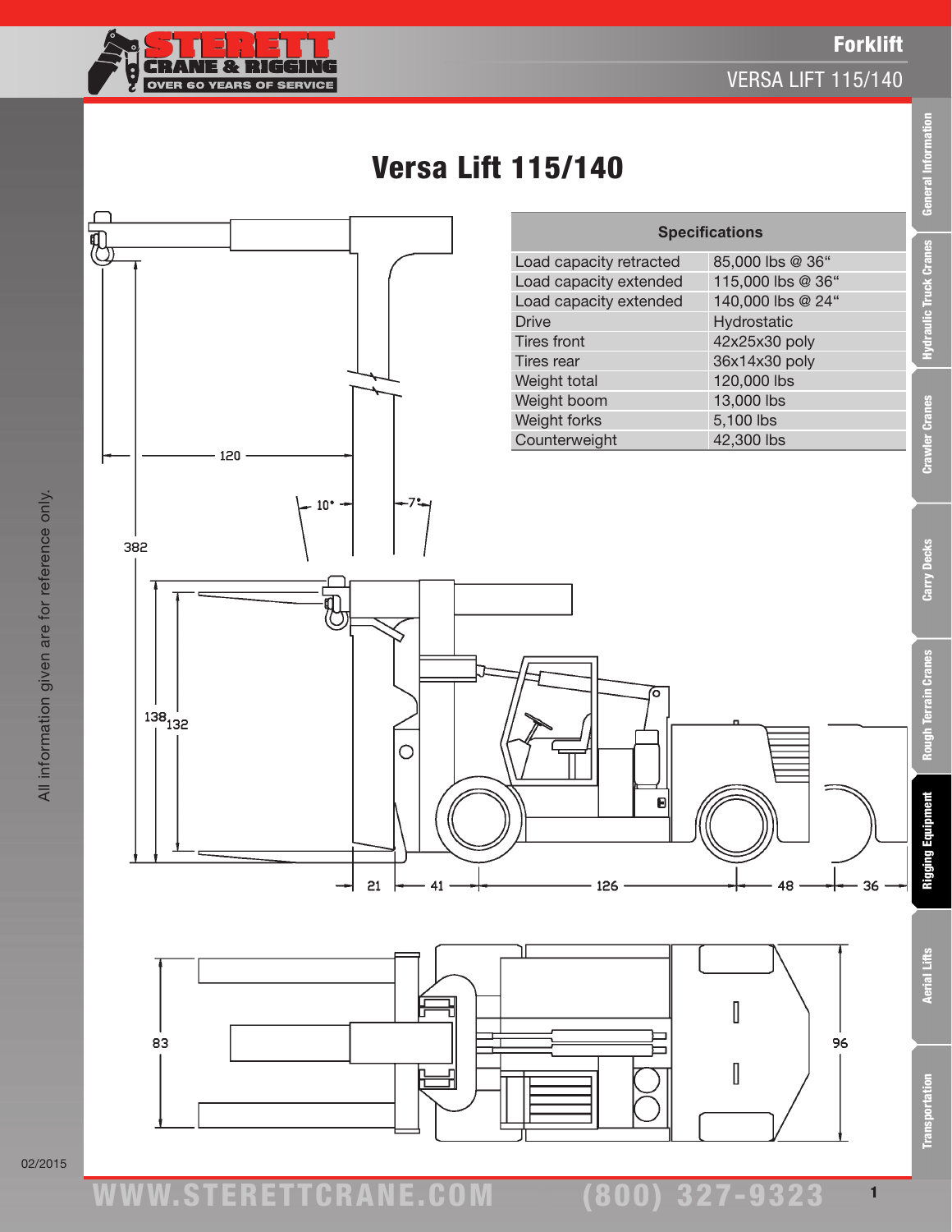# Versa Lift 115/140

| Specifications | |
|---|---|
| Load capacity retracted | 85,000 lbs @ 36“ |
| Load capacity extended | 115,000 lbs @ 36“ |
| Load capacity extended | 140,000 lbs @ 24“ |
| Drive | Hydrostatic |
| Tires front | 42x25x30 poly |
| Tires rear | 36x14x30 poly |
| Weight total | 120,000 lbs |
| Weight boom | 13,000 lbs |
| Weight forks | 5,100 lbs |
| Counterweight | 42,300 lbs |

All information given are for reference only.

02/2015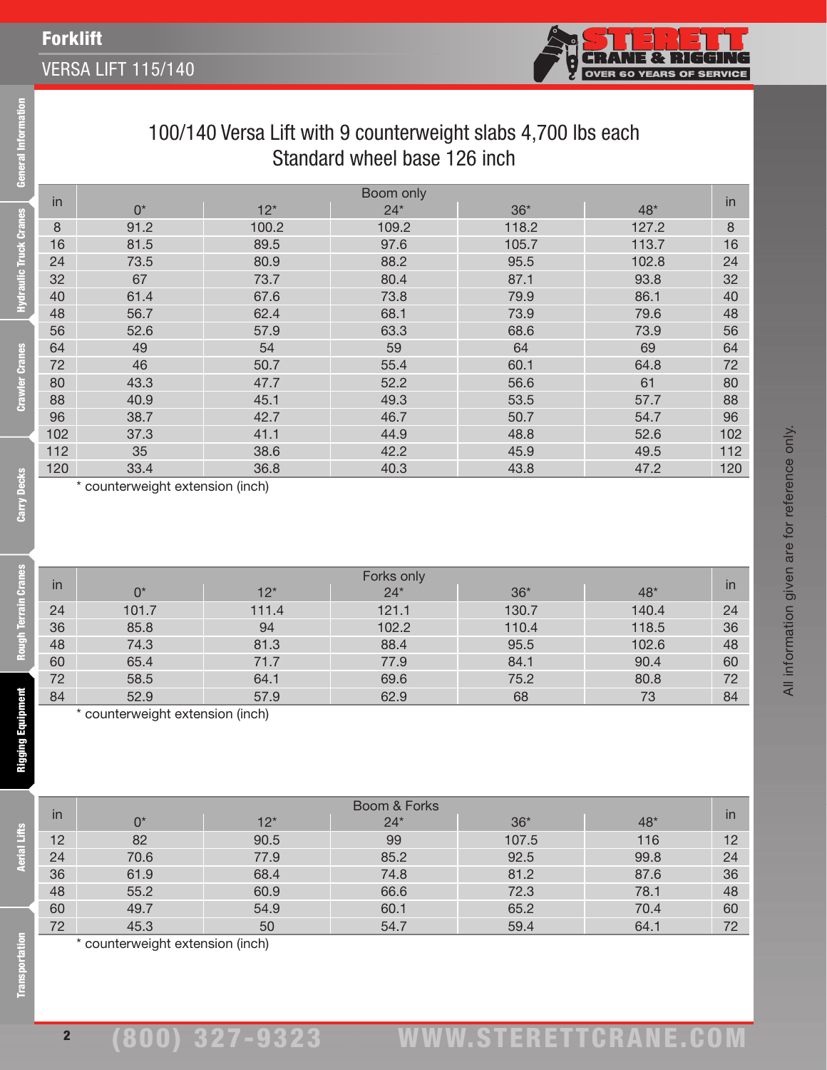# 100/140 Versa Lift with 9 counterweight slabs 4,700 lbs each

## Standard wheel base 126 inch

| in | Boom only | | | | | in |
|---|---|---|---|---|---|---|
| | 0* | 12* | 24* | 36* | 48* | |
| 8 | 91.2 | 100.2 | 109.2 | 118.2 | 127.2 | 8 |
| 16 | 81.5 | 89.5 | 97.6 | 105.7 | 113.7 | 16 |
| 24 | 73.5 | 80.9 | 88.2 | 95.5 | 102.8 | 24 |
| 32 | 67 | 73.7 | 80.4 | 87.1 | 93.8 | 32 |
| 40 | 61.4 | 67.6 | 73.8 | 79.9 | 86.1 | 40 |
| 48 | 56.7 | 62.4 | 68.1 | 73.9 | 79.6 | 48 |
| 56 | 52.6 | 57.9 | 63.3 | 68.6 | 73.9 | 56 |
| 64 | 49 | 54 | 59 | 64 | 69 | 64 |
| 72 | 46 | 50.7 | 55.4 | 60.1 | 64.8 | 72 |
| 80 | 43.3 | 47.7 | 52.2 | 56.6 | 61 | 80 |
| 88 | 40.9 | 45.1 | 49.3 | 53.5 | 57.7 | 88 |
| 96 | 38.7 | 42.7 | 46.7 | 50.7 | 54.7 | 96 |
| 102 | 37.3 | 41.1 | 44.9 | 48.8 | 52.6 | 102 |
| 112 | 35 | 38.6 | 42.2 | 45.9 | 49.5 | 112 |
| 120 | 33.4 | 36.8 | 40.3 | 43.8 | 47.2 | 120 |

* counterweight extension (inch)

| in | Forks only | | | | | in |
|---|---|---|---|---|---|---|
| | 0* | 12* | 24* | 36* | 48* | |
| 24 | 101.7 | 111.4 | 121.1 | 130.7 | 140.4 | 24 |
| 36 | 85.8 | 94 | 102.2 | 110.4 | 118.5 | 36 |
| 48 | 74.3 | 81.3 | 88.4 | 95.5 | 102.6 | 48 |
| 60 | 65.4 | 71.7 | 77.9 | 84.1 | 90.4 | 60 |
| 72 | 58.5 | 64.1 | 69.6 | 75.2 | 80.8 | 72 |
| 84 | 52.9 | 57.9 | 62.9 | 68 | 73 | 84 |

* counterweight extension (inch)

| in | Boom & Forks | | | | | in |
|---|---|---|---|---|---|---|
| | 0* | 12* | 24* | 36* | 48* | |
| 12 | 82 | 90.5 | 99 | 107.5 | 116 | 12 |
| 24 | 70.6 | 77.9 | 85.2 | 92.5 | 99.8 | 24 |
| 36 | 61.9 | 68.4 | 74.8 | 81.2 | 87.6 | 36 |
| 48 | 55.2 | 60.9 | 66.6 | 72.3 | 78.1 | 48 |
| 60 | 49.7 | 54.9 | 60.1 | 65.2 | 70.4 | 60 |
| 72 | 45.3 | 50 | 54.7 | 59.4 | 64.1 | 72 |

* counterweight extension (inch)

All information given are for reference only.